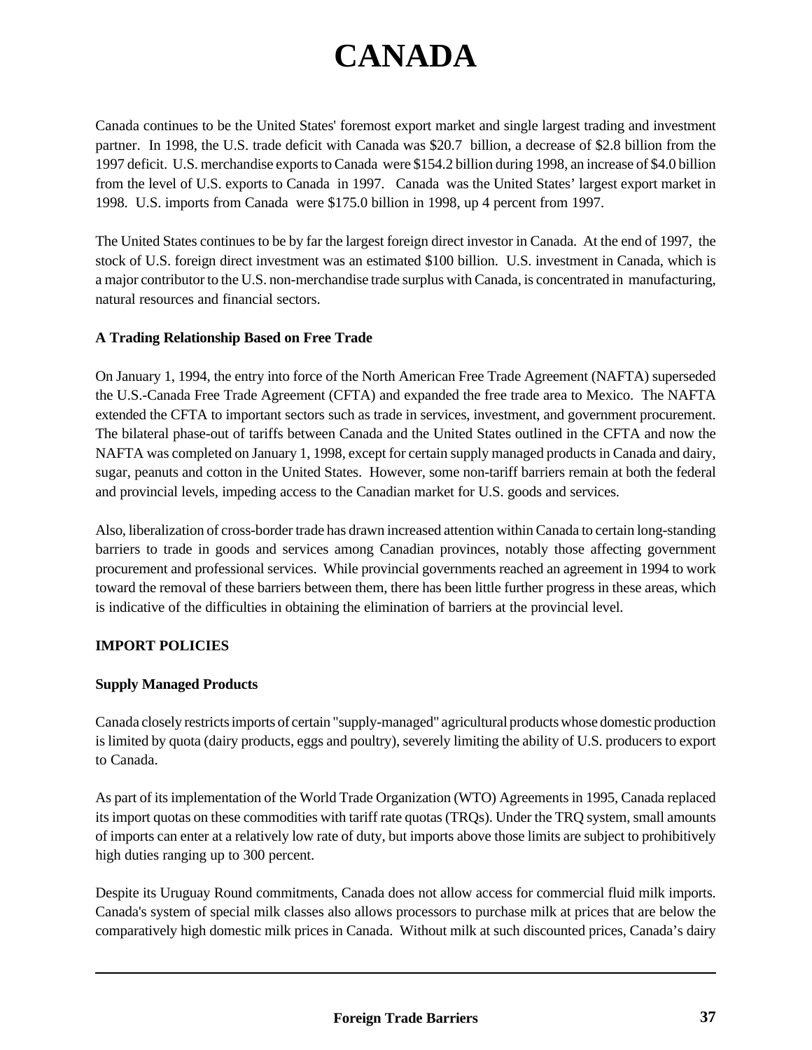# CANADA

Canada continues to be the United States' foremost export market and single largest trading and investment partner. In 1998, the U.S. trade deficit with Canada was $20.7 billion, a decrease of $2.8 billion from the 1997 deficit. U.S. merchandise exports to Canada were $154.2 billion during 1998, an increase of $4.0 billion from the level of U.S. exports to Canada in 1997. Canada was the United States' largest export market in 1998. U.S. imports from Canada were $175.0 billion in 1998, up 4 percent from 1997.

The United States continues to be by far the largest foreign direct investor in Canada. At the end of 1997, the stock of U.S. foreign direct investment was an estimated $100 billion. U.S. investment in Canada, which is a major contributor to the U.S. non-merchandise trade surplus with Canada, is concentrated in manufacturing, natural resources and financial sectors.

**A Trading Relationship Based on Free Trade**

On January 1, 1994, the entry into force of the North American Free Trade Agreement (NAFTA) superseded the U.S.-Canada Free Trade Agreement (CFTA) and expanded the free trade area to Mexico. The NAFTA extended the CFTA to important sectors such as trade in services, investment, and government procurement. The bilateral phase-out of tariffs between Canada and the United States outlined in the CFTA and now the NAFTA was completed on January 1, 1998, except for certain supply managed products in Canada and dairy, sugar, peanuts and cotton in the United States. However, some non-tariff barriers remain at both the federal and provincial levels, impeding access to the Canadian market for U.S. goods and services.

Also, liberalization of cross-border trade has drawn increased attention within Canada to certain long-standing barriers to trade in goods and services among Canadian provinces, notably those affecting government procurement and professional services. While provincial governments reached an agreement in 1994 to work toward the removal of these barriers between them, there has been little further progress in these areas, which is indicative of the difficulties in obtaining the elimination of barriers at the provincial level.

## IMPORT POLICIES

**Supply Managed Products**

Canada closely restricts imports of certain "supply-managed" agricultural products whose domestic production is limited by quota (dairy products, eggs and poultry), severely limiting the ability of U.S. producers to export to Canada.

As part of its implementation of the World Trade Organization (WTO) Agreements in 1995, Canada replaced its import quotas on these commodities with tariff rate quotas (TRQs). Under the TRQ system, small amounts of imports can enter at a relatively low rate of duty, but imports above those limits are subject to prohibitively high duties ranging up to 300 percent.

Despite its Uruguay Round commitments, Canada does not allow access for commercial fluid milk imports. Canada's system of special milk classes also allows processors to purchase milk at prices that are below the comparatively high domestic milk prices in Canada. Without milk at such discounted prices, Canada's dairy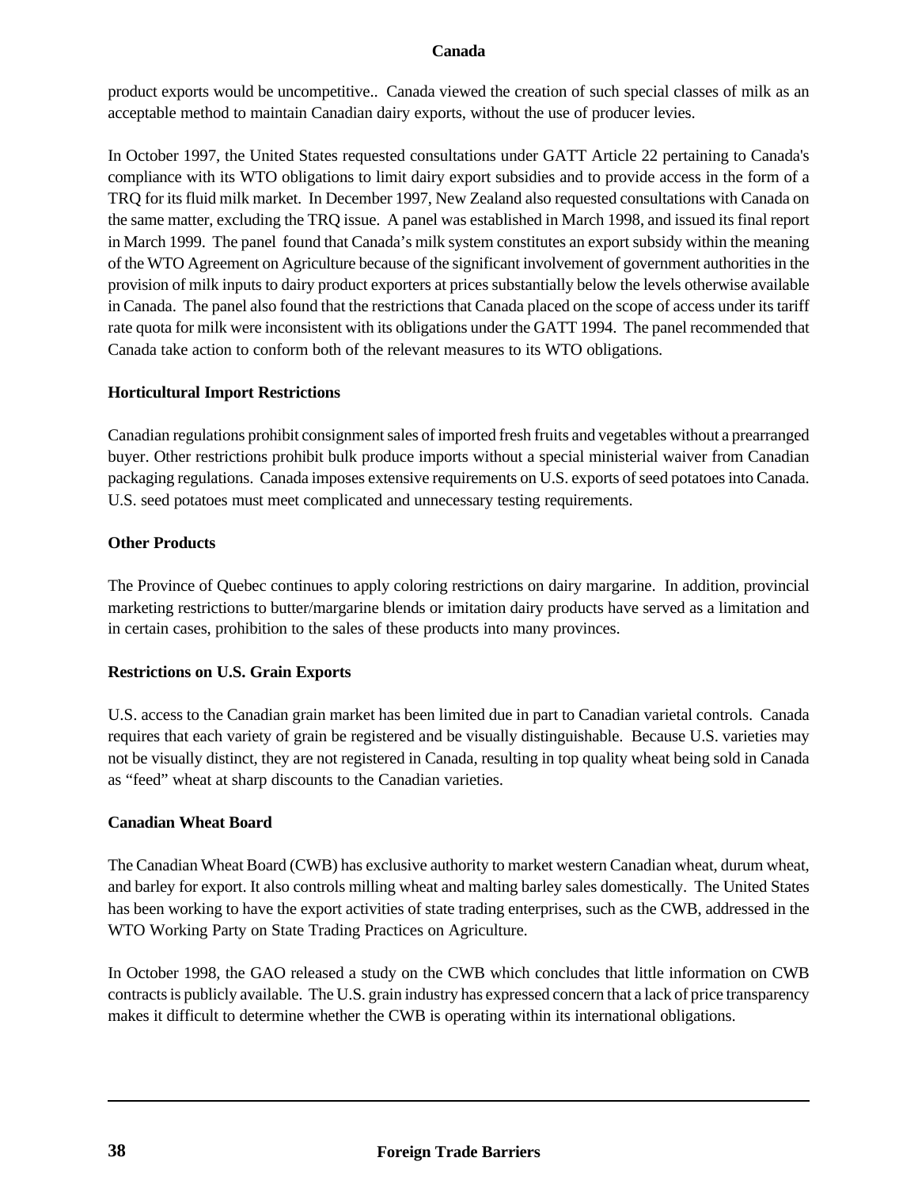product exports would be uncompetitive.. Canada viewed the creation of such special classes of milk as an acceptable method to maintain Canadian dairy exports, without the use of producer levies.

In October 1997, the United States requested consultations under GATT Article 22 pertaining to Canada's compliance with its WTO obligations to limit dairy export subsidies and to provide access in the form of a TRQ for its fluid milk market. In December 1997, New Zealand also requested consultations with Canada on the same matter, excluding the TRQ issue. A panel was established in March 1998, and issued its final report in March 1999. The panel found that Canada's milk system constitutes an export subsidy within the meaning of the WTO Agreement on Agriculture because of the significant involvement of government authorities in the provision of milk inputs to dairy product exporters at prices substantially below the levels otherwise available in Canada. The panel also found that the restrictions that Canada placed on the scope of access under its tariff rate quota for milk were inconsistent with its obligations under the GATT 1994. The panel recommended that Canada take action to conform both of the relevant measures to its WTO obligations.

**Horticultural Import Restrictions**

Canadian regulations prohibit consignment sales of imported fresh fruits and vegetables without a prearranged buyer. Other restrictions prohibit bulk produce imports without a special ministerial waiver from Canadian packaging regulations. Canada imposes extensive requirements on U.S. exports of seed potatoes into Canada. U.S. seed potatoes must meet complicated and unnecessary testing requirements.

**Other Products**

The Province of Quebec continues to apply coloring restrictions on dairy margarine. In addition, provincial marketing restrictions to butter/margarine blends or imitation dairy products have served as a limitation and in certain cases, prohibition to the sales of these products into many provinces.

**Restrictions on U.S. Grain Exports**

U.S. access to the Canadian grain market has been limited due in part to Canadian varietal controls. Canada requires that each variety of grain be registered and be visually distinguishable. Because U.S. varieties may not be visually distinct, they are not registered in Canada, resulting in top quality wheat being sold in Canada as "feed" wheat at sharp discounts to the Canadian varieties.

**Canadian Wheat Board**

The Canadian Wheat Board (CWB) has exclusive authority to market western Canadian wheat, durum wheat, and barley for export. It also controls milling wheat and malting barley sales domestically. The United States has been working to have the export activities of state trading enterprises, such as the CWB, addressed in the WTO Working Party on State Trading Practices on Agriculture.

In October 1998, the GAO released a study on the CWB which concludes that little information on CWB contracts is publicly available. The U.S. grain industry has expressed concern that a lack of price transparency makes it difficult to determine whether the CWB is operating within its international obligations.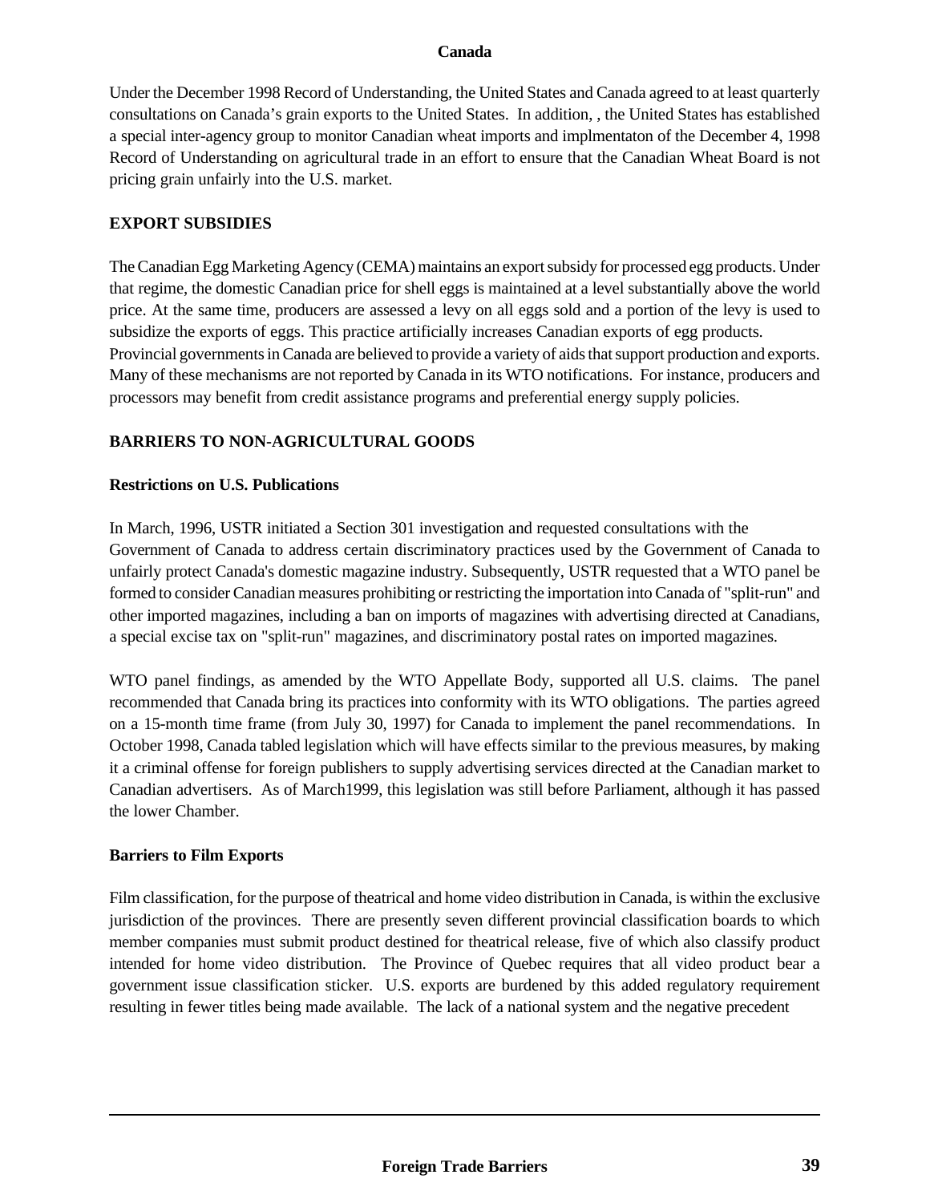Under the December 1998 Record of Understanding, the United States and Canada agreed to at least quarterly consultations on Canada's grain exports to the United States. In addition, , the United States has established a special inter-agency group to monitor Canadian wheat imports and implmentaton of the December 4, 1998 Record of Understanding on agricultural trade in an effort to ensure that the Canadian Wheat Board is not pricing grain unfairly into the U.S. market.

## EXPORT SUBSIDIES

The Canadian Egg Marketing Agency (CEMA) maintains an export subsidy for processed egg products. Under that regime, the domestic Canadian price for shell eggs is maintained at a level substantially above the world price. At the same time, producers are assessed a levy on all eggs sold and a portion of the levy is used to subsidize the exports of eggs. This practice artificially increases Canadian exports of egg products.
Provincial governments in Canada are believed to provide a variety of aids that support production and exports. Many of these mechanisms are not reported by Canada in its WTO notifications. For instance, producers and processors may benefit from credit assistance programs and preferential energy supply policies.

## BARRIERS TO NON-AGRICULTURAL GOODS

### Restrictions on U.S. Publications

In March, 1996, USTR initiated a Section 301 investigation and requested consultations with the Government of Canada to address certain discriminatory practices used by the Government of Canada to unfairly protect Canada's domestic magazine industry. Subsequently, USTR requested that a WTO panel be formed to consider Canadian measures prohibiting or restricting the importation into Canada of "split-run" and other imported magazines, including a ban on imports of magazines with advertising directed at Canadians, a special excise tax on "split-run" magazines, and discriminatory postal rates on imported magazines.

WTO panel findings, as amended by the WTO Appellate Body, supported all U.S. claims. The panel recommended that Canada bring its practices into conformity with its WTO obligations. The parties agreed on a 15-month time frame (from July 30, 1997) for Canada to implement the panel recommendations. In October 1998, Canada tabled legislation which will have effects similar to the previous measures, by making it a criminal offense for foreign publishers to supply advertising services directed at the Canadian market to Canadian advertisers. As of March1999, this legislation was still before Parliament, although it has passed the lower Chamber.

### Barriers to Film Exports

Film classification, for the purpose of theatrical and home video distribution in Canada, is within the exclusive jurisdiction of the provinces. There are presently seven different provincial classification boards to which member companies must submit product destined for theatrical release, five of which also classify product intended for home video distribution. The Province of Quebec requires that all video product bear a government issue classification sticker. U.S. exports are burdened by this added regulatory requirement resulting in fewer titles being made available. The lack of a national system and the negative precedent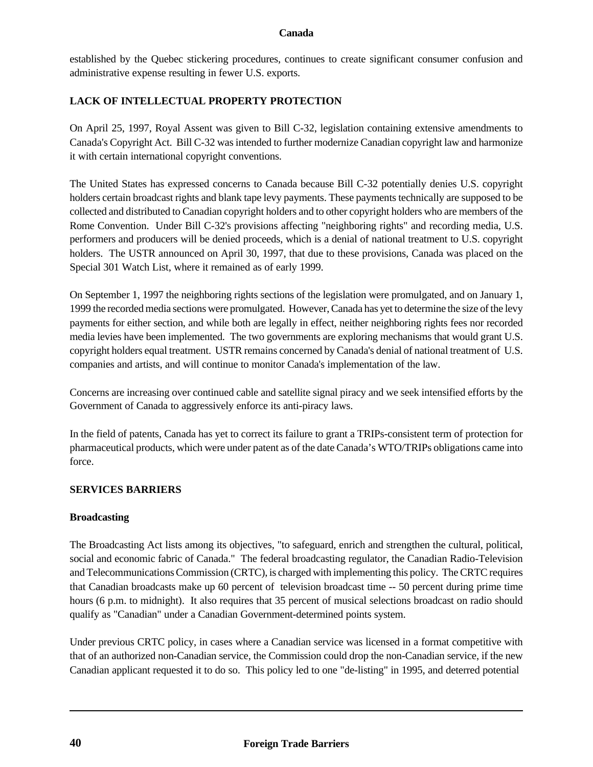established by the Quebec stickering procedures, continues to create significant consumer confusion and administrative expense resulting in fewer U.S. exports.

## LACK OF INTELLECTUAL PROPERTY PROTECTION

On April 25, 1997, Royal Assent was given to Bill C-32, legislation containing extensive amendments to Canada's Copyright Act. Bill C-32 was intended to further modernize Canadian copyright law and harmonize it with certain international copyright conventions.

The United States has expressed concerns to Canada because Bill C-32 potentially denies U.S. copyright holders certain broadcast rights and blank tape levy payments. These payments technically are supposed to be collected and distributed to Canadian copyright holders and to other copyright holders who are members of the Rome Convention. Under Bill C-32's provisions affecting "neighboring rights" and recording media, U.S. performers and producers will be denied proceeds, which is a denial of national treatment to U.S. copyright holders. The USTR announced on April 30, 1997, that due to these provisions, Canada was placed on the Special 301 Watch List, where it remained as of early 1999.

On September 1, 1997 the neighboring rights sections of the legislation were promulgated, and on January 1, 1999 the recorded media sections were promulgated. However, Canada has yet to determine the size of the levy payments for either section, and while both are legally in effect, neither neighboring rights fees nor recorded media levies have been implemented. The two governments are exploring mechanisms that would grant U.S. copyright holders equal treatment. USTR remains concerned by Canada's denial of national treatment of U.S. companies and artists, and will continue to monitor Canada's implementation of the law.

Concerns are increasing over continued cable and satellite signal piracy and we seek intensified efforts by the Government of Canada to aggressively enforce its anti-piracy laws.

In the field of patents, Canada has yet to correct its failure to grant a TRIPs-consistent term of protection for pharmaceutical products, which were under patent as of the date Canada's WTO/TRIPs obligations came into force.

## SERVICES BARRIERS

### Broadcasting

The Broadcasting Act lists among its objectives, "to safeguard, enrich and strengthen the cultural, political, social and economic fabric of Canada." The federal broadcasting regulator, the Canadian Radio-Television and Telecommunications Commission (CRTC), is charged with implementing this policy. The CRTC requires that Canadian broadcasts make up 60 percent of television broadcast time -- 50 percent during prime time hours (6 p.m. to midnight). It also requires that 35 percent of musical selections broadcast on radio should qualify as "Canadian" under a Canadian Government-determined points system.

Under previous CRTC policy, in cases where a Canadian service was licensed in a format competitive with that of an authorized non-Canadian service, the Commission could drop the non-Canadian service, if the new Canadian applicant requested it to do so. This policy led to one "de-listing" in 1995, and deterred potential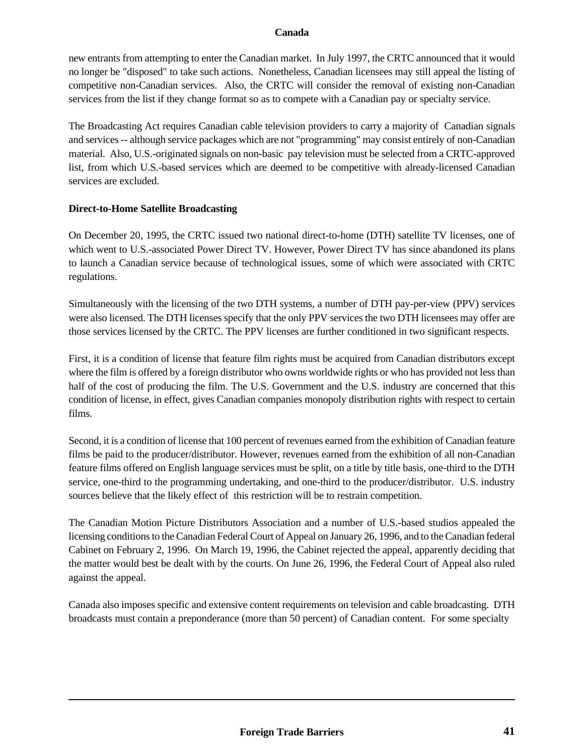new entrants from attempting to enter the Canadian market. In July 1997, the CRTC announced that it would no longer be "disposed" to take such actions. Nonetheless, Canadian licensees may still appeal the listing of competitive non-Canadian services. Also, the CRTC will consider the removal of existing non-Canadian services from the list if they change format so as to compete with a Canadian pay or specialty service.

The Broadcasting Act requires Canadian cable television providers to carry a majority of Canadian signals and services -- although service packages which are not "programming" may consist entirely of non-Canadian material. Also, U.S.-originated signals on non-basic pay television must be selected from a CRTC-approved list, from which U.S.-based services which are deemed to be competitive with already-licensed Canadian services are excluded.

**Direct-to-Home Satellite Broadcasting**

On December 20, 1995, the CRTC issued two national direct-to-home (DTH) satellite TV licenses, one of which went to U.S.-associated Power Direct TV. However, Power Direct TV has since abandoned its plans to launch a Canadian service because of technological issues, some of which were associated with CRTC regulations.

Simultaneously with the licensing of the two DTH systems, a number of DTH pay-per-view (PPV) services were also licensed. The DTH licenses specify that the only PPV services the two DTH licensees may offer are those services licensed by the CRTC. The PPV licenses are further conditioned in two significant respects.

First, it is a condition of license that feature film rights must be acquired from Canadian distributors except where the film is offered by a foreign distributor who owns worldwide rights or who has provided not less than half of the cost of producing the film. The U.S. Government and the U.S. industry are concerned that this condition of license, in effect, gives Canadian companies monopoly distribution rights with respect to certain films.

Second, it is a condition of license that 100 percent of revenues earned from the exhibition of Canadian feature films be paid to the producer/distributor. However, revenues earned from the exhibition of all non-Canadian feature films offered on English language services must be split, on a title by title basis, one-third to the DTH service, one-third to the programming undertaking, and one-third to the producer/distributor. U.S. industry sources believe that the likely effect of this restriction will be to restrain competition.

The Canadian Motion Picture Distributors Association and a number of U.S.-based studios appealed the licensing conditions to the Canadian Federal Court of Appeal on January 26, 1996, and to the Canadian federal Cabinet on February 2, 1996. On March 19, 1996, the Cabinet rejected the appeal, apparently deciding that the matter would best be dealt with by the courts. On June 26, 1996, the Federal Court of Appeal also ruled against the appeal.

Canada also imposes specific and extensive content requirements on television and cable broadcasting. DTH broadcasts must contain a preponderance (more than 50 percent) of Canadian content. For some specialty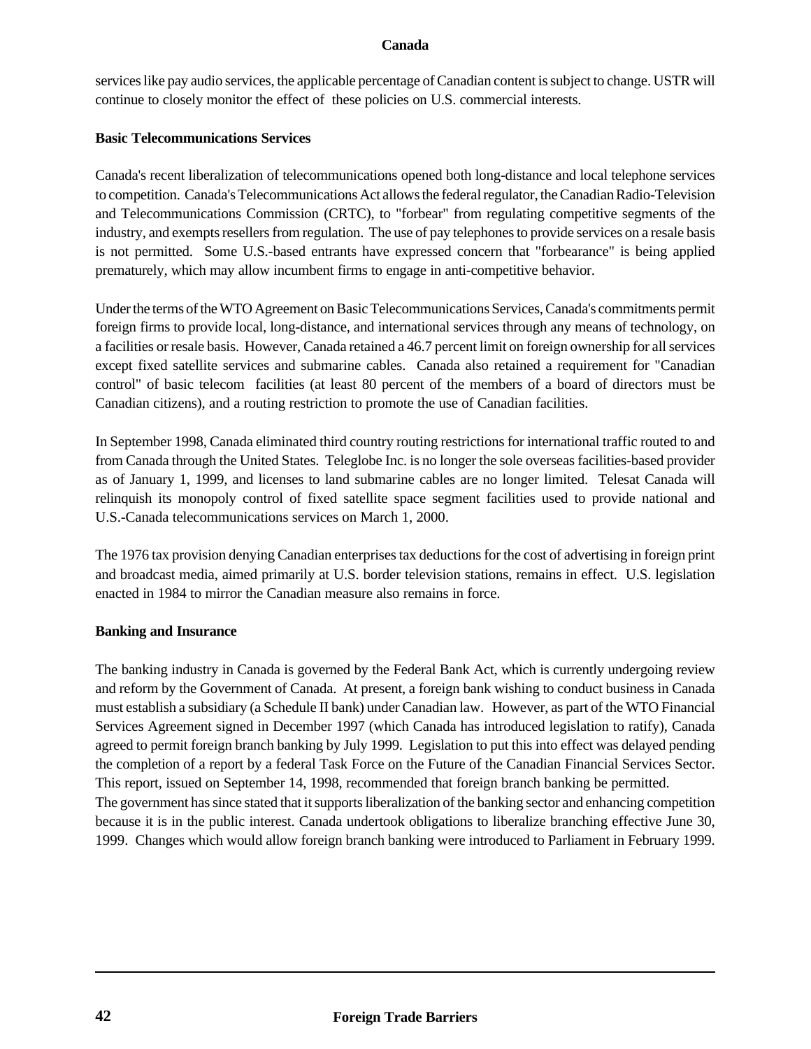services like pay audio services, the applicable percentage of Canadian content is subject to change. USTR will continue to closely monitor the effect of these policies on U.S. commercial interests.

**Basic Telecommunications Services**

Canada's recent liberalization of telecommunications opened both long-distance and local telephone services to competition. Canada's Telecommunications Act allows the federal regulator, the Canadian Radio-Television and Telecommunications Commission (CRTC), to "forbear" from regulating competitive segments of the industry, and exempts resellers from regulation. The use of pay telephones to provide services on a resale basis is not permitted. Some U.S.-based entrants have expressed concern that "forbearance" is being applied prematurely, which may allow incumbent firms to engage in anti-competitive behavior.

Under the terms of the WTO Agreement on Basic Telecommunications Services, Canada's commitments permit foreign firms to provide local, long-distance, and international services through any means of technology, on a facilities or resale basis. However, Canada retained a 46.7 percent limit on foreign ownership for all services except fixed satellite services and submarine cables. Canada also retained a requirement for "Canadian control" of basic telecom facilities (at least 80 percent of the members of a board of directors must be Canadian citizens), and a routing restriction to promote the use of Canadian facilities.

In September 1998, Canada eliminated third country routing restrictions for international traffic routed to and from Canada through the United States. Teleglobe Inc. is no longer the sole overseas facilities-based provider as of January 1, 1999, and licenses to land submarine cables are no longer limited. Telesat Canada will relinquish its monopoly control of fixed satellite space segment facilities used to provide national and U.S.-Canada telecommunications services on March 1, 2000.

The 1976 tax provision denying Canadian enterprises tax deductions for the cost of advertising in foreign print and broadcast media, aimed primarily at U.S. border television stations, remains in effect. U.S. legislation enacted in 1984 to mirror the Canadian measure also remains in force.

**Banking and Insurance**

The banking industry in Canada is governed by the Federal Bank Act, which is currently undergoing review and reform by the Government of Canada. At present, a foreign bank wishing to conduct business in Canada must establish a subsidiary (a Schedule II bank) under Canadian law. However, as part of the WTO Financial Services Agreement signed in December 1997 (which Canada has introduced legislation to ratify), Canada agreed to permit foreign branch banking by July 1999. Legislation to put this into effect was delayed pending the completion of a report by a federal Task Force on the Future of the Canadian Financial Services Sector. This report, issued on September 14, 1998, recommended that foreign branch banking be permitted.
The government has since stated that it supports liberalization of the banking sector and enhancing competition because it is in the public interest. Canada undertook obligations to liberalize branching effective June 30, 1999. Changes which would allow foreign branch banking were introduced to Parliament in February 1999.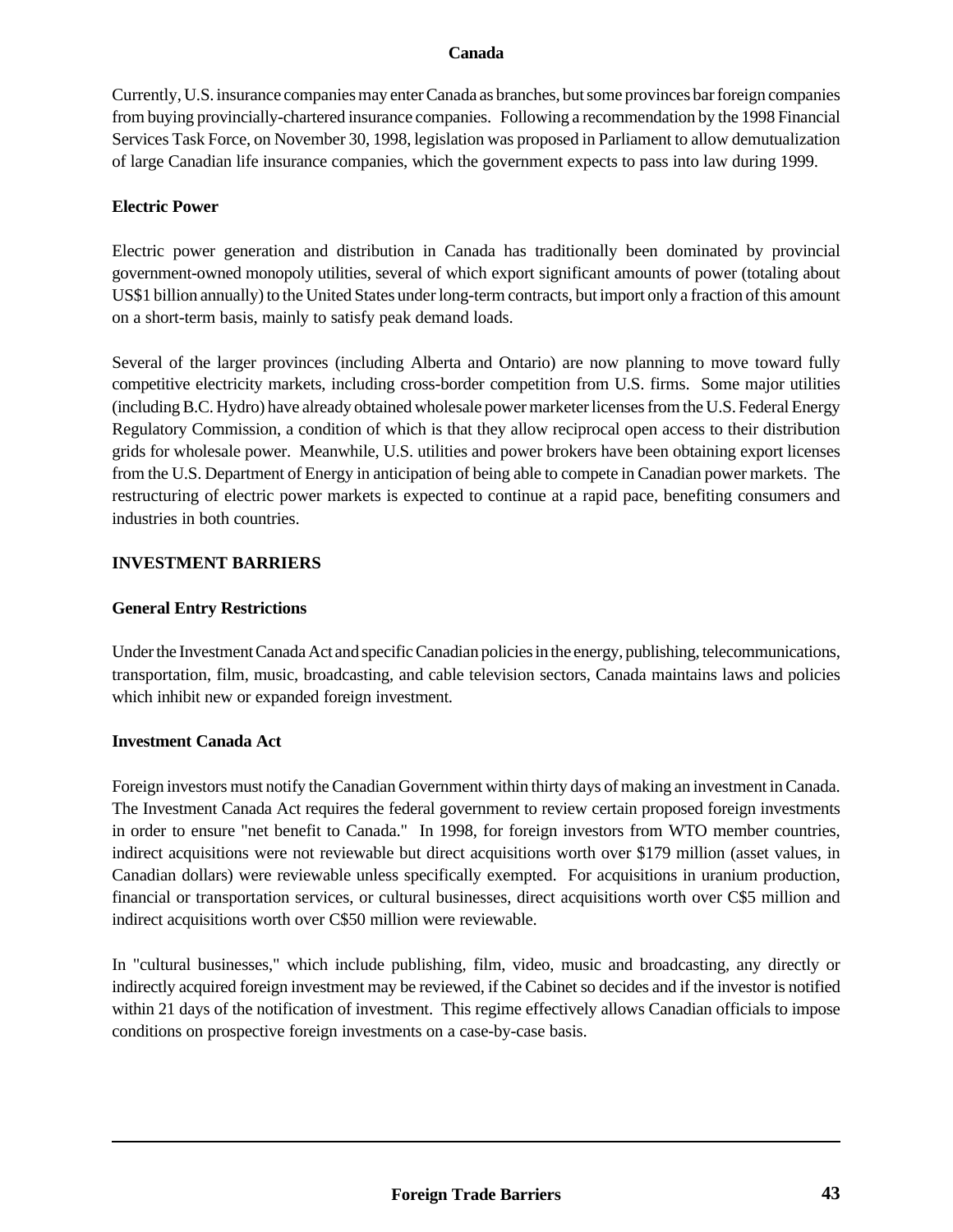Currently, U.S. insurance companies may enter Canada as branches, but some provinces bar foreign companies from buying provincially-chartered insurance companies. Following a recommendation by the 1998 Financial Services Task Force, on November 30, 1998, legislation was proposed in Parliament to allow demutualization of large Canadian life insurance companies, which the government expects to pass into law during 1999.

**Electric Power**

Electric power generation and distribution in Canada has traditionally been dominated by provincial government-owned monopoly utilities, several of which export significant amounts of power (totaling about US$1 billion annually) to the United States under long-term contracts, but import only a fraction of this amount on a short-term basis, mainly to satisfy peak demand loads.

Several of the larger provinces (including Alberta and Ontario) are now planning to move toward fully competitive electricity markets, including cross-border competition from U.S. firms. Some major utilities (including B.C. Hydro) have already obtained wholesale power marketer licenses from the U.S. Federal Energy Regulatory Commission, a condition of which is that they allow reciprocal open access to their distribution grids for wholesale power. Meanwhile, U.S. utilities and power brokers have been obtaining export licenses from the U.S. Department of Energy in anticipation of being able to compete in Canadian power markets. The restructuring of electric power markets is expected to continue at a rapid pace, benefiting consumers and industries in both countries.

## INVESTMENT BARRIERS

**General Entry Restrictions**

Under the Investment Canada Act and specific Canadian policies in the energy, publishing, telecommunications, transportation, film, music, broadcasting, and cable television sectors, Canada maintains laws and policies which inhibit new or expanded foreign investment.

**Investment Canada Act**

Foreign investors must notify the Canadian Government within thirty days of making an investment in Canada. The Investment Canada Act requires the federal government to review certain proposed foreign investments in order to ensure "net benefit to Canada." In 1998, for foreign investors from WTO member countries, indirect acquisitions were not reviewable but direct acquisitions worth over $179 million (asset values, in Canadian dollars) were reviewable unless specifically exempted. For acquisitions in uranium production, financial or transportation services, or cultural businesses, direct acquisitions worth over C$5 million and indirect acquisitions worth over C$50 million were reviewable.

In "cultural businesses," which include publishing, film, video, music and broadcasting, any directly or indirectly acquired foreign investment may be reviewed, if the Cabinet so decides and if the investor is notified within 21 days of the notification of investment. This regime effectively allows Canadian officials to impose conditions on prospective foreign investments on a case-by-case basis.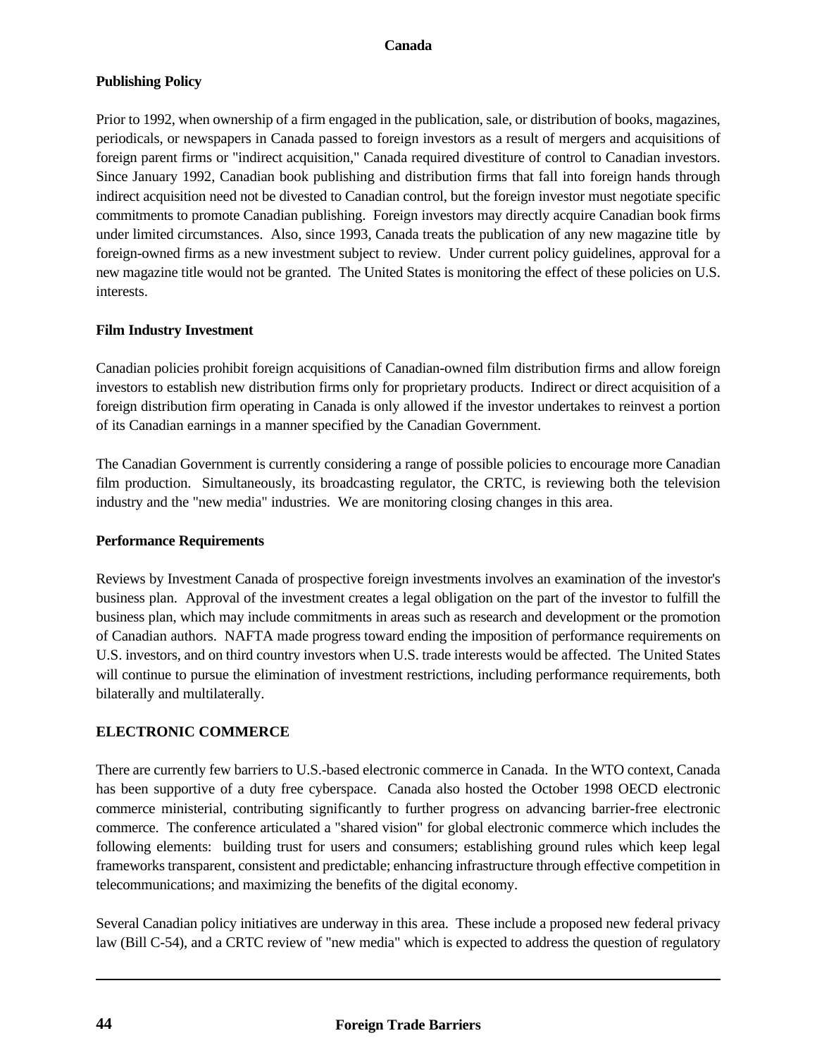### Publishing Policy

Prior to 1992, when ownership of a firm engaged in the publication, sale, or distribution of books, magazines, periodicals, or newspapers in Canada passed to foreign investors as a result of mergers and acquisitions of foreign parent firms or "indirect acquisition," Canada required divestiture of control to Canadian investors. Since January 1992, Canadian book publishing and distribution firms that fall into foreign hands through indirect acquisition need not be divested to Canadian control, but the foreign investor must negotiate specific commitments to promote Canadian publishing. Foreign investors may directly acquire Canadian book firms under limited circumstances. Also, since 1993, Canada treats the publication of any new magazine title by foreign-owned firms as a new investment subject to review. Under current policy guidelines, approval for a new magazine title would not be granted. The United States is monitoring the effect of these policies on U.S. interests.

### Film Industry Investment

Canadian policies prohibit foreign acquisitions of Canadian-owned film distribution firms and allow foreign investors to establish new distribution firms only for proprietary products. Indirect or direct acquisition of a foreign distribution firm operating in Canada is only allowed if the investor undertakes to reinvest a portion of its Canadian earnings in a manner specified by the Canadian Government.

The Canadian Government is currently considering a range of possible policies to encourage more Canadian film production. Simultaneously, its broadcasting regulator, the CRTC, is reviewing both the television industry and the "new media" industries. We are monitoring closing changes in this area.

### Performance Requirements

Reviews by Investment Canada of prospective foreign investments involves an examination of the investor's business plan. Approval of the investment creates a legal obligation on the part of the investor to fulfill the business plan, which may include commitments in areas such as research and development or the promotion of Canadian authors. NAFTA made progress toward ending the imposition of performance requirements on U.S. investors, and on third country investors when U.S. trade interests would be affected. The United States will continue to pursue the elimination of investment restrictions, including performance requirements, both bilaterally and multilaterally.

## ELECTRONIC COMMERCE

There are currently few barriers to U.S.-based electronic commerce in Canada. In the WTO context, Canada has been supportive of a duty free cyberspace. Canada also hosted the October 1998 OECD electronic commerce ministerial, contributing significantly to further progress on advancing barrier-free electronic commerce. The conference articulated a "shared vision" for global electronic commerce which includes the following elements: building trust for users and consumers; establishing ground rules which keep legal frameworks transparent, consistent and predictable; enhancing infrastructure through effective competition in telecommunications; and maximizing the benefits of the digital economy.

Several Canadian policy initiatives are underway in this area. These include a proposed new federal privacy law (Bill C-54), and a CRTC review of "new media" which is expected to address the question of regulatory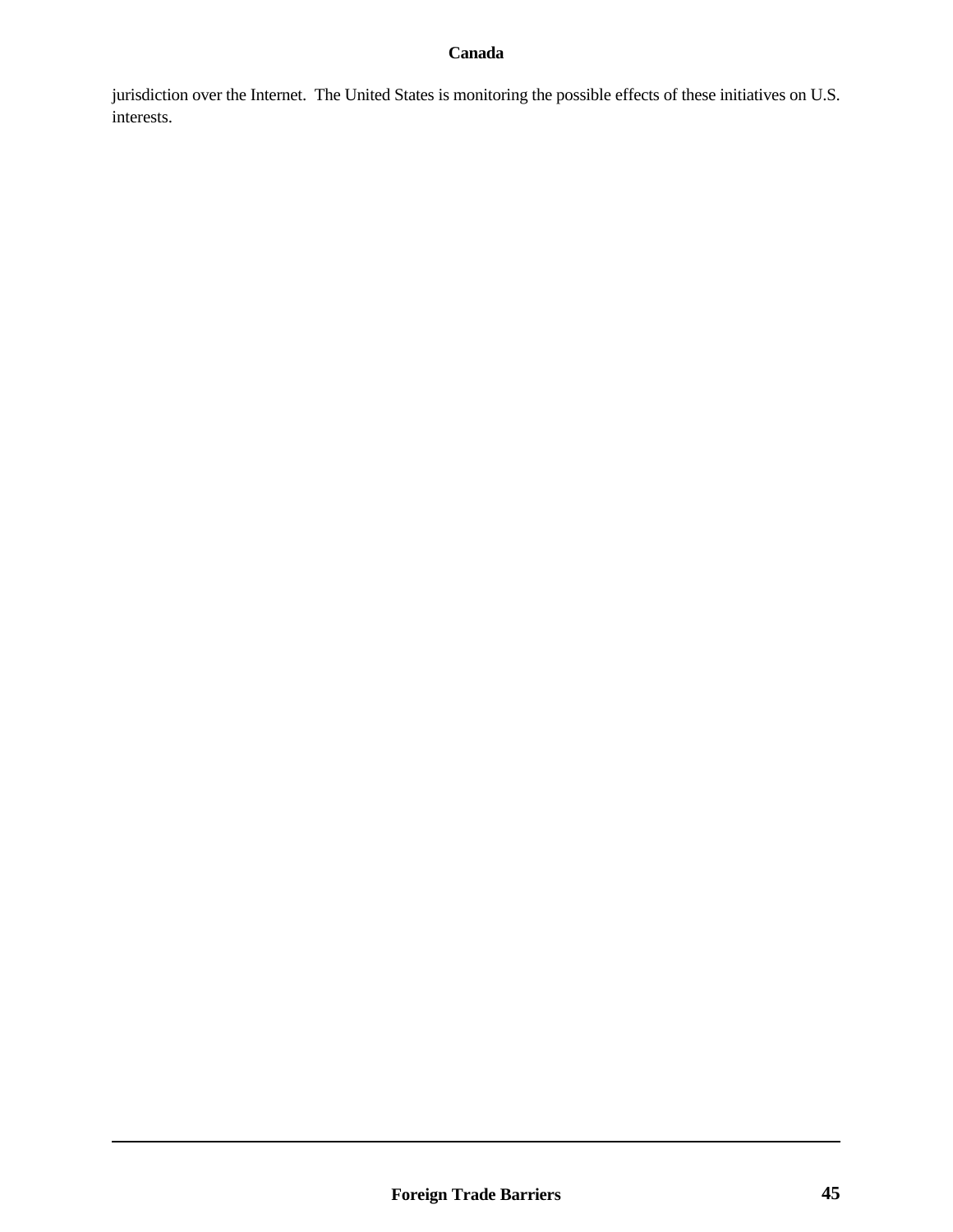jurisdiction over the Internet. The United States is monitoring the possible effects of these initiatives on U.S. interests.